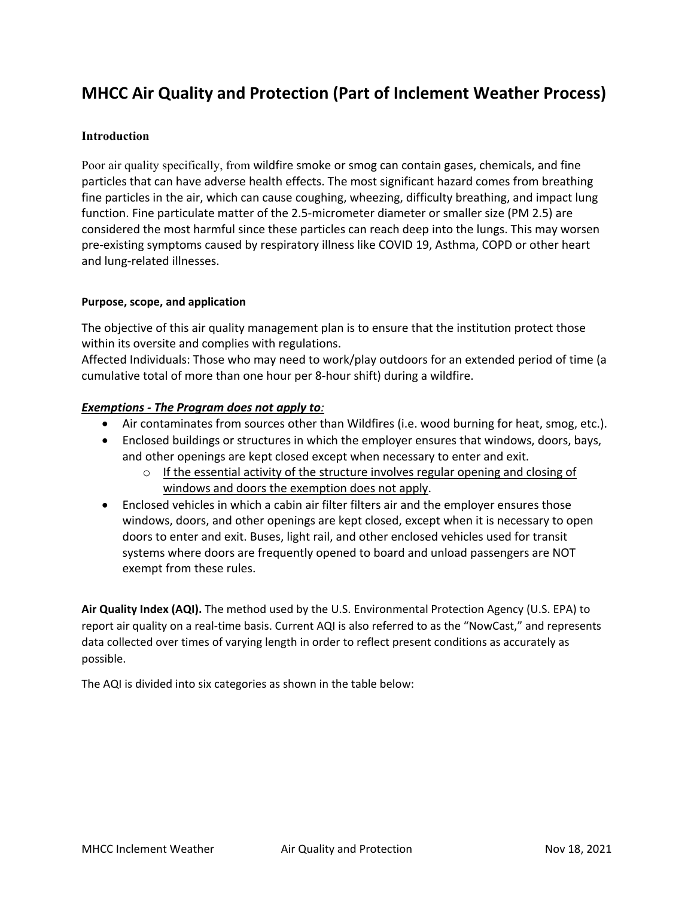# MHCC Air Quality and Protection (Part of Inclement Weather Process)

### Introduction

Poor air quality specifically, from wildfire smoke or smog can contain gases, chemicals, and fine particles that can have adverse health effects. The most significant hazard comes from breathing fine particles in the air, which can cause coughing, wheezing, difficulty breathing, and impact lung function. Fine particulate matter of the 2.5-micrometer diameter or smaller size (PM 2.5) are considered the most harmful since these particles can reach deep into the lungs. This may worsen pre-existing symptoms caused by respiratory illness like COVID 19, Asthma, COPD or other heart and lung-related illnesses.

#### Purpose, scope, and application

The objective of this air quality management plan is to ensure that the institution protect those within its oversite and complies with regulations.
Affected Individuals: Those who may need to work/play outdoors for an extended period of time (a cumulative total of more than one hour per 8-hour shift) during a wildfire.

***Exemptions - The Program does not apply to:***

- Air contaminates from sources other than Wildfires (i.e. wood burning for heat, smog, etc.).
- Enclosed buildings or structures in which the employer ensures that windows, doors, bays, and other openings are kept closed except when necessary to enter and exit.
    - If the essential activity of the structure involves regular opening and closing of windows and doors the exemption does not apply.
- Enclosed vehicles in which a cabin air filter filters air and the employer ensures those windows, doors, and other openings are kept closed, except when it is necessary to open doors to enter and exit. Buses, light rail, and other enclosed vehicles used for transit systems where doors are frequently opened to board and unload passengers are NOT exempt from these rules.

**Air Quality Index (AQI).** The method used by the U.S. Environmental Protection Agency (U.S. EPA) to report air quality on a real-time basis. Current AQI is also referred to as the "NowCast," and represents data collected over times of varying length in order to reflect present conditions as accurately as possible.

The AQI is divided into six categories as shown in the table below: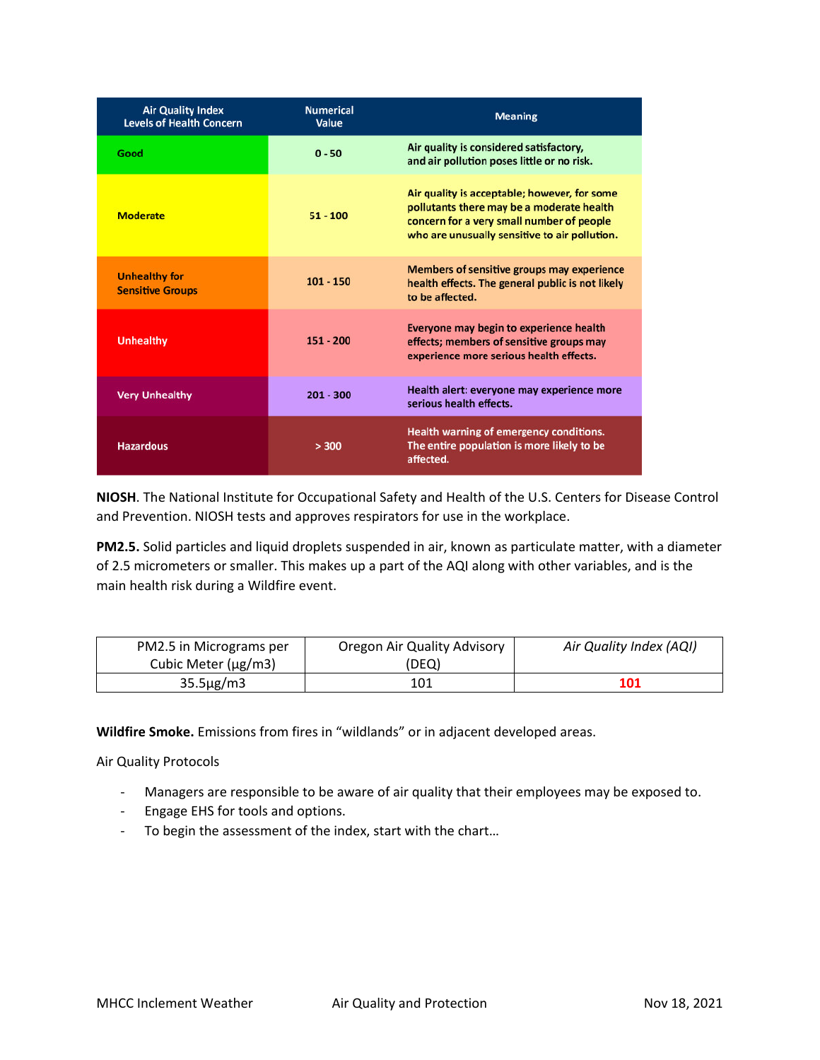| Air Quality Index Levels of Health Concern | Numerical Value | Meaning |
|---|---|---|
| Good | 0 - 50 | Air quality is considered satisfactory, and air pollution poses little or no risk. |
| Moderate | 51 - 100 | Air quality is acceptable; however, for some pollutants there may be a moderate health concern for a very small number of people who are unusually sensitive to air pollution. |
| Unhealthy for Sensitive Groups | 101 - 150 | Members of sensitive groups may experience health effects. The general public is not likely to be affected. |
| Unhealthy | 151 - 200 | Everyone may begin to experience health effects; members of sensitive groups may experience more serious health effects. |
| Very Unhealthy | 201 - 300 | Health alert: everyone may experience more serious health effects. |
| Hazardous | > 300 | Health warning of emergency conditions. The entire population is more likely to be affected. |

**NIOSH**. The National Institute for Occupational Safety and Health of the U.S. Centers for Disease Control and Prevention. NIOSH tests and approves respirators for use in the workplace.

**PM2.5.** Solid particles and liquid droplets suspended in air, known as particulate matter, with a diameter of 2.5 micrometers or smaller. This makes up a part of the AQI along with other variables, and is the main health risk during a Wildfire event.

| PM2.5 in Micrograms per Cubic Meter (µg/m3) | Oregon Air Quality Advisory (DEQ) | *Air Quality Index (AQI)* |
|---|---|---|
| 35.5µg/m3 | 101 | **101** |

**Wildfire Smoke.** Emissions from fires in "wildlands" or in adjacent developed areas.

Air Quality Protocols

- Managers are responsible to be aware of air quality that their employees may be exposed to.
- Engage EHS for tools and options.
- To begin the assessment of the index, start with the chart…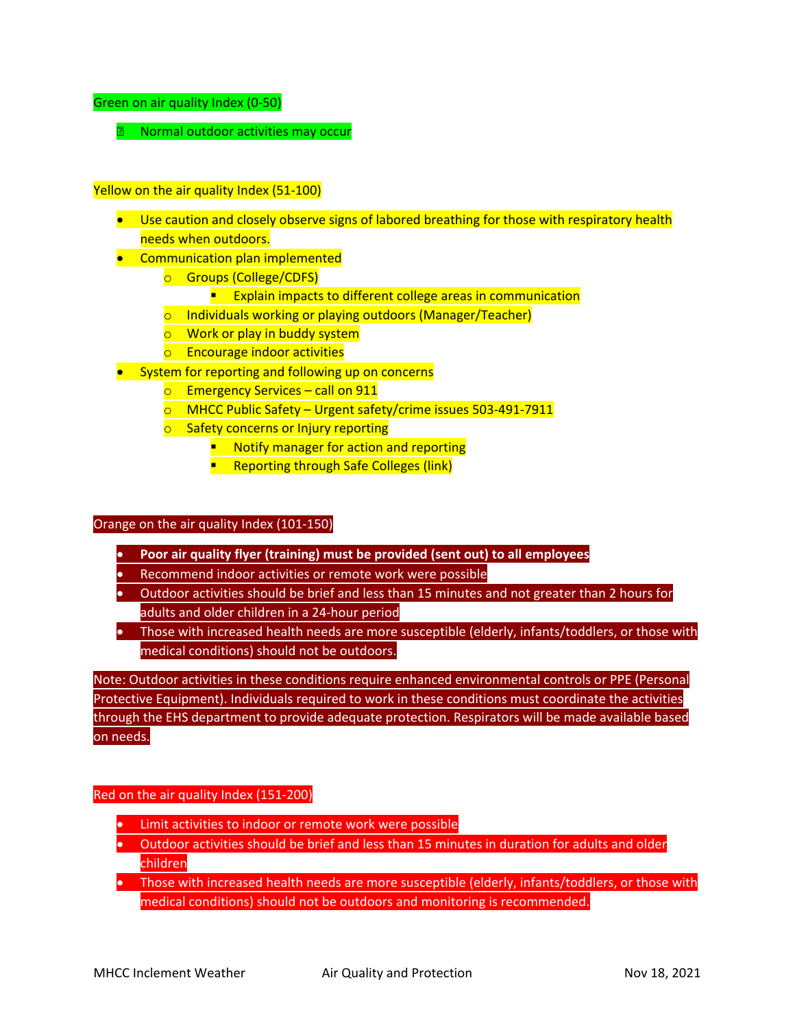Green on air quality Index (0-50)

- Normal outdoor activities may occur

Yellow on the air quality Index (51-100)

- Use caution and closely observe signs of labored breathing for those with respiratory health needs when outdoors.
- Communication plan implemented
  - Groups (College/CDFS)
    - Explain impacts to different college areas in communication
  - Individuals working or playing outdoors (Manager/Teacher)
  - Work or play in buddy system
  - Encourage indoor activities
- System for reporting and following up on concerns
  - Emergency Services – call on 911
  - MHCC Public Safety – Urgent safety/crime issues 503-491-7911
  - Safety concerns or Injury reporting
    - Notify manager for action and reporting
    - Reporting through Safe Colleges (link)

Orange on the air quality Index (101-150)

- **Poor air quality flyer (training) must be provided (sent out) to all employees**
- Recommend indoor activities or remote work were possible
- Outdoor activities should be brief and less than 15 minutes and not greater than 2 hours for adults and older children in a 24-hour period
- Those with increased health needs are more susceptible (elderly, infants/toddlers, or those with medical conditions) should not be outdoors.

Note: Outdoor activities in these conditions require enhanced environmental controls or PPE (Personal Protective Equipment). Individuals required to work in these conditions must coordinate the activities through the EHS department to provide adequate protection. Respirators will be made available based on needs.

Red on the air quality Index (151-200)

- Limit activities to indoor or remote work were possible
- Outdoor activities should be brief and less than 15 minutes in duration for adults and older children
- Those with increased health needs are more susceptible (elderly, infants/toddlers, or those with medical conditions) should not be outdoors and monitoring is recommended.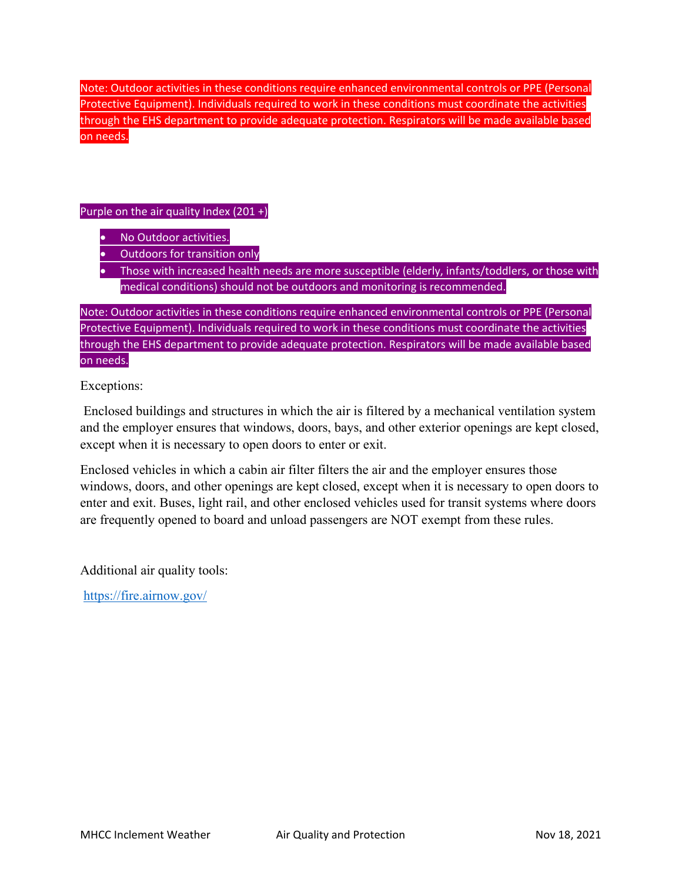Note: Outdoor activities in these conditions require enhanced environmental controls or PPE (Personal Protective Equipment). Individuals required to work in these conditions must coordinate the activities through the EHS department to provide adequate protection. Respirators will be made available based on needs.

Purple on the air quality Index (201 +)

- No Outdoor activities.
- Outdoors for transition only
- Those with increased health needs are more susceptible (elderly, infants/toddlers, or those with medical conditions) should not be outdoors and monitoring is recommended.

Note: Outdoor activities in these conditions require enhanced environmental controls or PPE (Personal Protective Equipment). Individuals required to work in these conditions must coordinate the activities through the EHS department to provide adequate protection. Respirators will be made available based on needs.

Exceptions:

Enclosed buildings and structures in which the air is filtered by a mechanical ventilation system and the employer ensures that windows, doors, bays, and other exterior openings are kept closed, except when it is necessary to open doors to enter or exit.

Enclosed vehicles in which a cabin air filter filters the air and the employer ensures those windows, doors, and other openings are kept closed, except when it is necessary to open doors to enter and exit. Buses, light rail, and other enclosed vehicles used for transit systems where doors are frequently opened to board and unload passengers are NOT exempt from these rules.

Additional air quality tools:

https://fire.airnow.gov/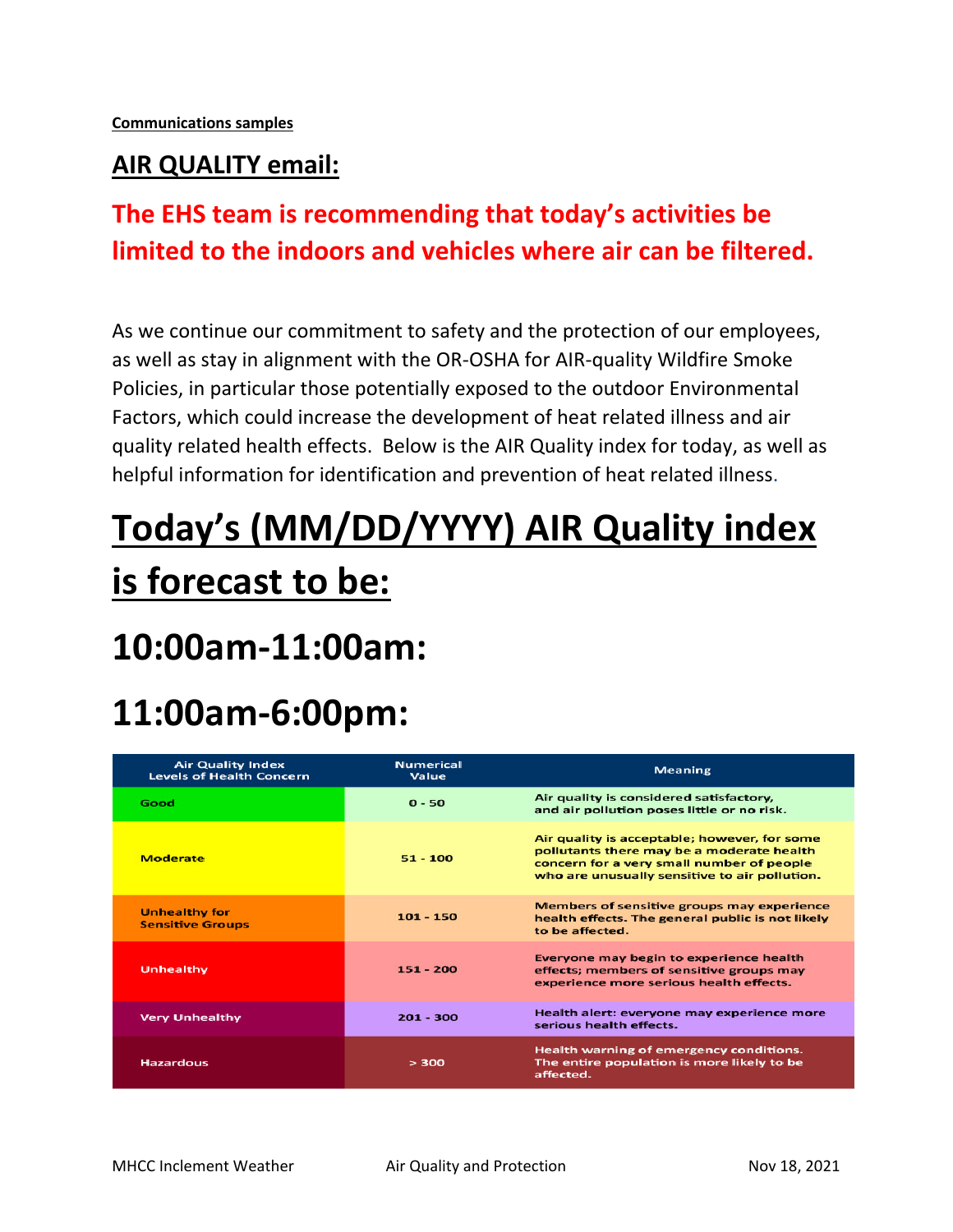**Communications samples**

## AIR QUALITY email:

**The EHS team is recommending that today's activities be limited to the indoors and vehicles where air can be filtered.**

As we continue our commitment to safety and the protection of our employees, as well as stay in alignment with the OR-OSHA for AIR-quality Wildfire Smoke Policies, in particular those potentially exposed to the outdoor Environmental Factors, which could increase the development of heat related illness and air quality related health effects. Below is the AIR Quality index for today, as well as helpful information for identification and prevention of heat related illness.

# Today's (MM/DD/YYYY) AIR Quality index is forecast to be:

# 10:00am-11:00am:

# 11:00am-6:00pm:

| Air Quality Index Levels of Health Concern | Numerical Value | Meaning |
|---|---|---|
| Good | 0 - 50 | Air quality is considered satisfactory, and air pollution poses little or no risk. |
| Moderate | 51 - 100 | Air quality is acceptable; however, for some pollutants there may be a moderate health concern for a very small number of people who are unusually sensitive to air pollution. |
| Unhealthy for Sensitive Groups | 101 - 150 | Members of sensitive groups may experience health effects. The general public is not likely to be affected. |
| Unhealthy | 151 - 200 | Everyone may begin to experience health effects; members of sensitive groups may experience more serious health effects. |
| Very Unhealthy | 201 - 300 | Health alert: everyone may experience more serious health effects. |
| Hazardous | > 300 | Health warning of emergency conditions. The entire population is more likely to be affected. |